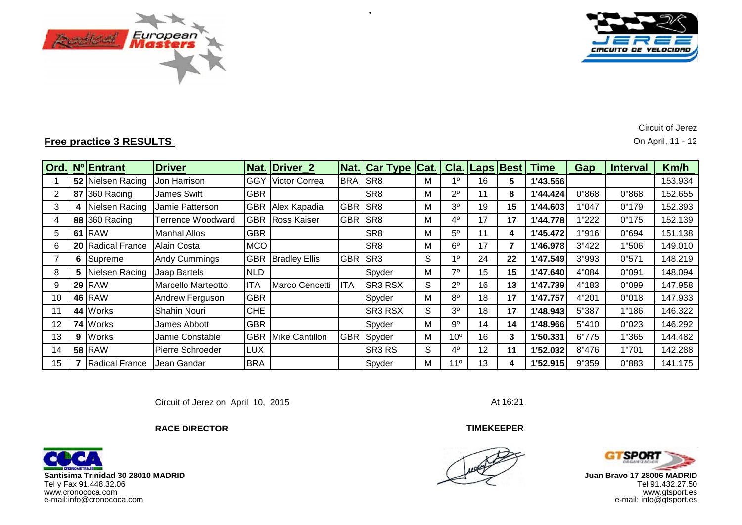Circuit of Jerez

On April, 11 - 12

## Free practice 3 RESULTS

| Ord. | Nº | Entrant | Driver | Nat. | Driver_2 | Nat. | Car Type | Cat. | Cla. | Laps | Best | Time | Gap | Interval | Km/h |
|---|---|---|---|---|---|---|---|---|---|---|---|---|---|---|---|
| 1 | 52 | Nielsen Racing | Jon Harrison | GGY | Victor Correa | BRA | SR8 | M | 1º | 16 | 5 | 1'43.556 | | | 153.934 |
| 2 | 87 | 360 Racing | James Swift | GBR | | | SR8 | M | 2º | 11 | 8 | 1'44.424 | 0"868 | 0"868 | 152.655 |
| 3 | 4 | Nielsen Racing | Jamie Patterson | GBR | Alex Kapadia | GBR | SR8 | M | 3º | 19 | 15 | 1'44.603 | 1"047 | 0"179 | 152.393 |
| 4 | 88 | 360 Racing | Terrence Woodward | GBR | Ross Kaiser | GBR | SR8 | M | 4º | 17 | 17 | 1'44.778 | 1"222 | 0"175 | 152.139 |
| 5 | 61 | RAW | Manhal Allos | GBR | | | SR8 | M | 5º | 11 | 4 | 1'45.472 | 1"916 | 0"694 | 151.138 |
| 6 | 20 | Radical France | Alain Costa | MCO | | | SR8 | M | 6º | 17 | 7 | 1'46.978 | 3"422 | 1"506 | 149.010 |
| 7 | 6 | Supreme | Andy Cummings | GBR | Bradley Ellis | GBR | SR3 | S | 1º | 24 | 22 | 1'47.549 | 3"993 | 0"571 | 148.219 |
| 8 | 5 | Nielsen Racing | Jaap Bartels | NLD | | | Spyder | M | 7º | 15 | 15 | 1'47.640 | 4"084 | 0"091 | 148.094 |
| 9 | 29 | RAW | Marcello Marteotto | ITA | Marco Cencetti | ITA | SR3 RSX | S | 2º | 16 | 13 | 1'47.739 | 4"183 | 0"099 | 147.958 |
| 10 | 46 | RAW | Andrew Ferguson | GBR | | | Spyder | M | 8º | 18 | 17 | 1'47.757 | 4"201 | 0"018 | 147.933 |
| 11 | 44 | Works | Shahin Nouri | CHE | | | SR3 RSX | S | 3º | 18 | 17 | 1'48.943 | 5"387 | 1"186 | 146.322 |
| 12 | 74 | Works | James Abbott | GBR | | | Spyder | M | 9º | 14 | 14 | 1'48.966 | 5"410 | 0"023 | 146.292 |
| 13 | 9 | Works | Jamie Constable | GBR | Mike Cantillon | GBR | Spyder | M | 10º | 16 | 3 | 1'50.331 | 6"775 | 1"365 | 144.482 |
| 14 | 58 | RAW | Pierre Schroeder | LUX | | | SR3 RS | S | 4º | 12 | 11 | 1'52.032 | 8"476 | 1"701 | 142.288 |
| 15 | 7 | Radical France | Jean Gandar | BRA | | | Spyder | M | 11º | 13 | 4 | 1'52.915 | 9"359 | 0"883 | 141.175 |

Circuit of Jerez on April 10, 2015

At 16:21

**RACE DIRECTOR**

**TIMEKEEPER**

**Santisima Trinidad 30 28010 MADRID**
Tel y Fax 91.448.32.06
www.cronococa.com
e-mail:info@cronococa.com

**Juan Bravo 17 28006 MADRID**
Tel 91.432.27.50
www.gtsport.es
e-mail: info@gtsport.es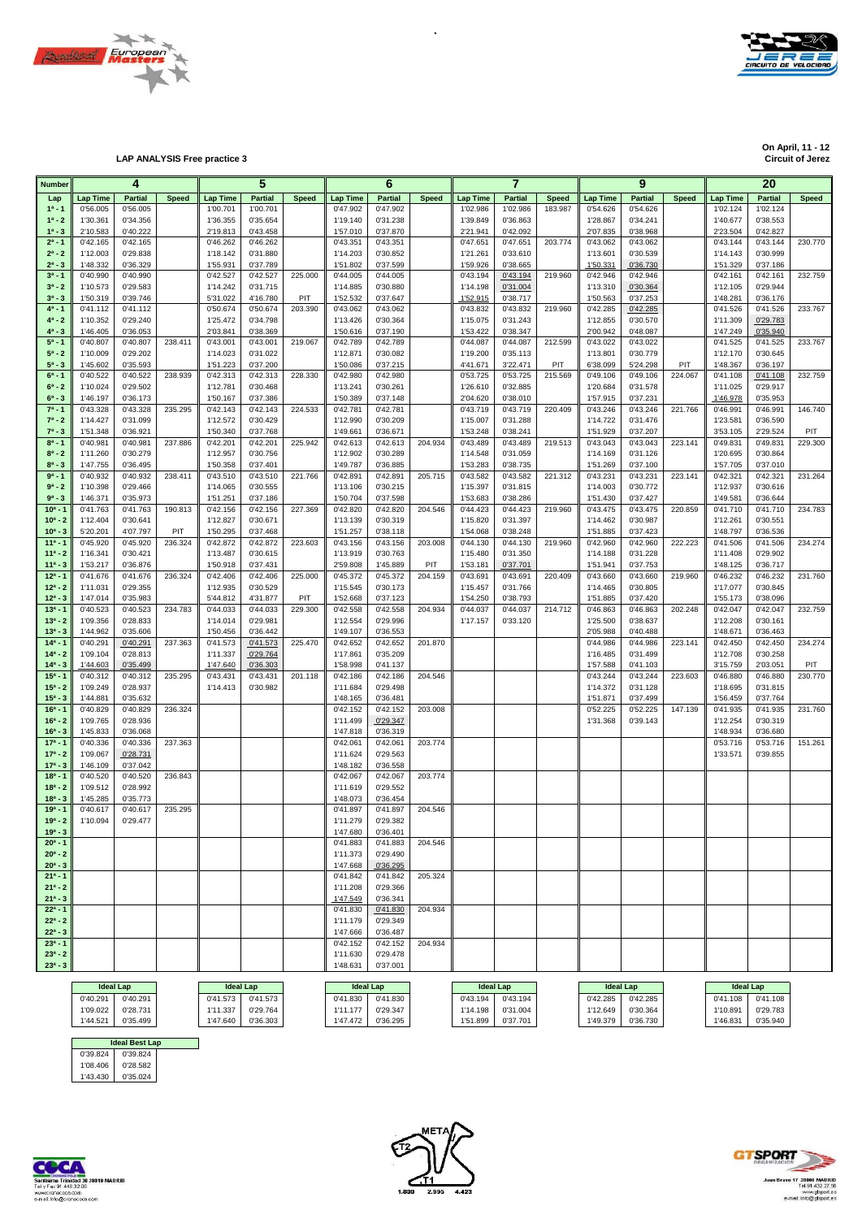**LAP ANALYSIS Free practice 3**

**On April, 11 - 12**
**Circuit of Jerez**

| Number | 4 | | | 5 | | | 6 | | | 7 | | | 9 | | | 20 | | |
|---|---|---|---|---|---|---|---|---|---|---|---|---|---|---|---|---|---|---|
| Lap | Lap Time | Partial | Speed | Lap Time | Partial | Speed | Lap Time | Partial | Speed | Lap Time | Partial | Speed | Lap Time | Partial | Speed | Lap Time | Partial | Speed |
| 1ª - 1 | 0'56.005 | 0'56.005 | | 1'00.701 | 1'00.701 | | 0'47.902 | 0'47.902 | | 1'02.986 | 1'02.986 | 183.987 | 0'54.626 | 0'54.626 | | 1'02.124 | 1'02.124 | |
| 1ª - 2 | 1'30.361 | 0'34.356 | | 1'36.355 | 0'35.654 | | 1'19.140 | 0'31.238 | | 1'39.849 | 0'36.863 | | 1'28.867 | 0'34.241 | | 1'40.677 | 0'38.553 | |
| 1ª - 3 | 2'10.583 | 0'40.222 | | 2'19.813 | 0'43.458 | | 1'57.010 | 0'37.870 | | 2'21.941 | 0'42.092 | | 2'07.835 | 0'38.968 | | 2'23.504 | 0'42.827 | |
| 2ª - 1 | 0'42.165 | 0'42.165 | | 0'46.262 | 0'46.262 | | 0'43.351 | 0'43.351 | | 0'47.651 | 0'47.651 | 203.774 | 0'43.062 | 0'43.062 | | 0'43.144 | 0'43.144 | 230.770 |
| 2ª - 2 | 1'12.003 | 0'29.838 | | 1'18.142 | 0'31.880 | | 1'14.203 | 0'30.852 | | 1'21.261 | 0'33.610 | | 1'13.601 | 0'30.539 | | 1'14.143 | 0'30.999 | |
| 2ª - 3 | 1'48.332 | 0'36.329 | | 1'55.931 | 0'37.789 | | 1'51.802 | 0'37.599 | | 1'59.926 | 0'38.665 | | 1'50.331 | 0'36.730 | | 1'51.329 | 0'37.186 | |
| 3ª - 1 | 0'40.990 | 0'40.990 | | 0'42.527 | 0'42.527 | 225.000 | 0'44.005 | 0'44.005 | | 0'43.194 | 0'43.194 | 219.960 | 0'42.946 | 0'42.946 | | 0'42.161 | 0'42.161 | 232.759 |
| 3ª - 2 | 1'10.573 | 0'29.583 | | 1'14.242 | 0'31.715 | | 1'14.885 | 0'30.880 | | 1'14.198 | 0'31.004 | | 1'13.310 | 0'30.364 | | 1'12.105 | 0'29.944 | |
| 3ª - 3 | 1'50.319 | 0'39.746 | | 5'31.022 | 4'16.780 | PIT | 1'52.532 | 0'37.647 | | 1'52.915 | 0'38.717 | | 1'50.563 | 0'37.253 | | 1'48.281 | 0'36.176 | |
| 4ª - 1 | 0'41.112 | 0'41.112 | | 0'50.674 | 0'50.674 | 203.390 | 0'43.062 | 0'43.062 | | 0'43.832 | 0'43.832 | 219.960 | 0'42.285 | 0'42.285 | | 0'41.526 | 0'41.526 | 233.767 |
| 4ª - 2 | 1'10.352 | 0'29.240 | | 1'25.472 | 0'34.798 | | 1'13.426 | 0'30.364 | | 1'15.075 | 0'31.243 | | 1'12.855 | 0'30.570 | | 1'11.309 | 0'29.783 | |
| 4ª - 3 | 1'46.405 | 0'36.053 | | 2'03.841 | 0'38.369 | | 1'50.616 | 0'37.190 | | 1'53.422 | 0'38.347 | | 2'00.942 | 0'48.087 | | 1'47.249 | 0'35.940 | |
| 5ª - 1 | 0'40.807 | 0'40.807 | 238.411 | 0'43.001 | 0'43.001 | 219.067 | 0'42.789 | 0'42.789 | | 0'44.087 | 0'44.087 | 212.599 | 0'43.022 | 0'43.022 | | 0'41.525 | 0'41.525 | 233.767 |
| 5ª - 2 | 1'10.009 | 0'29.202 | | 1'14.023 | 0'31.022 | | 1'12.871 | 0'30.082 | | 1'19.200 | 0'35.113 | | 1'13.801 | 0'30.779 | | 1'12.170 | 0'30.645 | |
| 5ª - 3 | 1'45.602 | 0'35.593 | | 1'51.223 | 0'37.200 | | 1'50.086 | 0'37.215 | | 4'41.671 | 3'22.471 | PIT | 6'38.099 | 5'24.298 | PIT | 1'48.367 | 0'36.197 | |
| 6ª - 1 | 0'40.522 | 0'40.522 | 238.939 | 0'42.313 | 0'42.313 | 228.330 | 0'42.980 | 0'42.980 | | 0'53.725 | 0'53.725 | 215.569 | 0'49.106 | 0'49.106 | 224.067 | 0'41.108 | 0'41.108 | 232.759 |
| 6ª - 2 | 1'10.024 | 0'29.502 | | 1'12.781 | 0'30.468 | | 1'13.241 | 0'30.261 | | 1'26.610 | 0'32.885 | | 1'20.684 | 0'31.578 | | 1'11.025 | 0'29.917 | |
| 6ª - 3 | 1'46.197 | 0'36.173 | | 1'50.167 | 0'37.386 | | 1'50.389 | 0'37.148 | | 2'04.620 | 0'38.010 | | 1'57.915 | 0'37.231 | | 1'46.978 | 0'35.953 | |
| 7ª - 1 | 0'43.328 | 0'43.328 | 235.295 | 0'42.143 | 0'42.143 | 224.533 | 0'42.781 | 0'42.781 | | 0'43.719 | 0'43.719 | 220.409 | 0'43.246 | 0'43.246 | 221.766 | 0'46.991 | 0'46.991 | 146.740 |
| 7ª - 2 | 1'14.427 | 0'31.099 | | 1'12.572 | 0'30.429 | | 1'12.990 | 0'30.209 | | 1'15.007 | 0'31.288 | | 1'14.722 | 0'31.476 | | 1'23.581 | 0'36.590 | |
| 7ª - 3 | 1'51.348 | 0'36.921 | | 1'50.340 | 0'37.768 | | 1'49.661 | 0'36.671 | | 1'53.248 | 0'38.241 | | 1'51.929 | 0'37.207 | | 3'53.105 | 2'29.524 | PIT |
| 8ª - 1 | 0'40.981 | 0'40.981 | 237.886 | 0'42.201 | 0'42.201 | 225.942 | 0'42.613 | 0'42.613 | 204.934 | 0'43.489 | 0'43.489 | 219.513 | 0'43.043 | 0'43.043 | 223.141 | 0'49.831 | 0'49.831 | 229.300 |
| 8ª - 2 | 1'11.260 | 0'30.279 | | 1'12.957 | 0'30.756 | | 1'12.902 | 0'30.289 | | 1'14.548 | 0'31.059 | | 1'14.169 | 0'31.126 | | 1'20.695 | 0'30.864 | |
| 8ª - 3 | 1'47.755 | 0'36.495 | | 1'50.358 | 0'37.401 | | 1'49.787 | 0'36.885 | | 1'53.283 | 0'38.735 | | 1'51.269 | 0'37.100 | | 1'57.705 | 0'37.010 | |
| 9ª - 1 | 0'40.932 | 0'40.932 | 238.411 | 0'43.510 | 0'43.510 | 221.766 | 0'42.891 | 0'42.891 | 205.715 | 0'43.582 | 0'43.582 | 221.312 | 0'43.231 | 0'43.231 | 223.141 | 0'42.321 | 0'42.321 | 231.264 |
| 9ª - 2 | 1'10.398 | 0'29.466 | | 1'14.065 | 0'30.555 | | 1'13.106 | 0'30.215 | | 1'15.397 | 0'31.815 | | 1'14.003 | 0'30.772 | | 1'12.937 | 0'30.616 | |
| 9ª - 3 | 1'46.371 | 0'35.973 | | 1'51.251 | 0'37.186 | | 1'50.704 | 0'37.598 | | 1'53.683 | 0'38.286 | | 1'51.430 | 0'37.427 | | 1'49.581 | 0'36.644 | |
| 10ª - 1 | 0'41.763 | 0'41.763 | 190.813 | 0'42.156 | 0'42.156 | 227.369 | 0'42.820 | 0'42.820 | 204.546 | 0'44.423 | 0'44.423 | 219.960 | 0'43.475 | 0'43.475 | 220.859 | 0'41.710 | 0'41.710 | 234.783 |
| 10ª - 2 | 1'12.404 | 0'30.641 | | 1'12.827 | 0'30.671 | | 1'13.139 | 0'30.319 | | 1'15.820 | 0'31.397 | | 1'14.462 | 0'30.987 | | 1'12.261 | 0'30.551 | |
| 10ª - 3 | 5'20.201 | 4'07.797 | PIT | 1'50.295 | 0'37.468 | | 1'51.257 | 0'38.118 | | 1'54.068 | 0'38.248 | | 1'51.885 | 0'37.423 | | 1'48.797 | 0'36.536 | |
| 11ª - 1 | 0'45.920 | 0'45.920 | 236.324 | 0'42.872 | 0'42.872 | 223.603 | 0'43.156 | 0'43.156 | 203.008 | 0'44.130 | 0'44.130 | 219.960 | 0'42.960 | 0'42.960 | 222.223 | 0'41.506 | 0'41.506 | 234.274 |
| 11ª - 2 | 1'16.341 | 0'30.421 | | 1'13.487 | 0'30.615 | | 1'13.919 | 0'30.763 | | 1'15.480 | 0'31.350 | | 1'14.188 | 0'31.228 | | 1'11.408 | 0'29.902 | |
| 11ª - 3 | 1'53.217 | 0'36.876 | | 1'50.918 | 0'37.431 | | 2'59.808 | 1'45.889 | PIT | 1'53.181 | 0'37.701 | | 1'51.941 | 0'37.753 | | 1'48.125 | 0'36.717 | |
| 12ª - 1 | 0'41.676 | 0'41.676 | 236.324 | 0'42.406 | 0'42.406 | 225.000 | 0'45.372 | 0'45.372 | 204.159 | 0'43.691 | 0'43.691 | 220.409 | 0'43.660 | 0'43.660 | 219.960 | 0'46.232 | 0'46.232 | 231.760 |
| 12ª - 2 | 1'11.031 | 0'29.355 | | 1'12.935 | 0'30.529 | | 1'15.545 | 0'30.173 | | 1'15.457 | 0'31.766 | | 1'14.465 | 0'30.805 | | 1'17.077 | 0'30.845 | |
| 12ª - 3 | 1'47.014 | 0'35.983 | | 5'44.812 | 4'31.877 | PIT | 1'52.668 | 0'37.123 | | 1'54.250 | 0'38.793 | | 1'51.885 | 0'37.420 | | 1'55.173 | 0'38.096 | |
| 13ª - 1 | 0'40.523 | 0'40.523 | 234.783 | 0'44.033 | 0'44.033 | 229.300 | 0'42.558 | 0'42.558 | 204.934 | 0'44.037 | 0'44.037 | 214.712 | 0'46.863 | 0'46.863 | 202.248 | 0'42.047 | 0'42.047 | 232.759 |
| 13ª - 2 | 1'09.356 | 0'28.833 | | 1'14.014 | 0'29.981 | | 1'12.554 | 0'29.996 | | 1'17.157 | 0'33.120 | | 1'25.500 | 0'38.637 | | 1'12.208 | 0'30.161 | |
| 13ª - 3 | 1'44.962 | 0'35.606 | | 1'50.456 | 0'36.442 | | 1'49.107 | 0'36.553 | | | | | 2'05.988 | 0'40.488 | | 1'48.671 | 0'36.463 | |
| 14ª - 1 | 0'40.291 | 0'40.291 | 237.363 | 0'41.573 | 0'41.573 | 225.470 | 0'42.652 | 0'42.652 | 201.870 | | | | 0'44.986 | 0'44.986 | 223.141 | 0'42.450 | 0'42.450 | 234.274 |
| 14ª - 2 | 1'09.104 | 0'28.813 | | 1'11.337 | 0'29.764 | | 1'17.861 | 0'35.209 | | | | | 1'16.485 | 0'31.499 | | 1'12.708 | 0'30.258 | |
| 14ª - 3 | 1'44.603 | 0'35.499 | | 1'47.640 | 0'36.303 | | 1'58.998 | 0'41.137 | | | | | 1'57.588 | 0'41.103 | | 3'15.759 | 2'03.051 | PIT |
| 15ª - 1 | 0'40.312 | 0'40.312 | 235.295 | 0'43.431 | 0'43.431 | 201.118 | 0'42.186 | 0'42.186 | 204.546 | | | | 0'43.244 | 0'43.244 | 223.603 | 0'46.880 | 0'46.880 | 230.770 |
| 15ª - 2 | 1'09.249 | 0'28.937 | | 1'14.413 | 0'30.982 | | 1'11.684 | 0'29.498 | | | | | 1'14.372 | 0'31.128 | | 1'18.695 | 0'31.815 | |
| 15ª - 3 | 1'44.881 | 0'35.632 | | | | | 1'48.165 | 0'36.481 | | | | | 1'51.871 | 0'37.499 | | 1'56.459 | 0'37.764 | |
| 16ª - 1 | 0'40.829 | 0'40.829 | 236.324 | | | | 0'42.152 | 0'42.152 | 203.008 | | | | 0'52.225 | 0'52.225 | 147.139 | 0'41.935 | 0'41.935 | 231.760 |
| 16ª - 2 | 1'09.765 | 0'28.936 | | | | | 1'11.499 | 0'29.347 | | | | | 1'31.368 | 0'39.143 | | 1'12.254 | 0'30.319 | |
| 16ª - 3 | 1'45.833 | 0'36.068 | | | | | 1'47.818 | 0'36.319 | | | | | | | | 1'48.934 | 0'36.680 | |
| 17ª - 1 | 0'40.336 | 0'40.336 | 237.363 | | | | 0'42.061 | 0'42.061 | 203.774 | | | | | | | 0'53.716 | 0'53.716 | 151.261 |
| 17ª - 2 | 1'09.067 | 0'28.731 | | | | | 1'11.624 | 0'29.563 | | | | | | | | 1'33.571 | 0'39.855 | |
| 17ª - 3 | 1'46.109 | 0'37.042 | | | | | 1'48.182 | 0'36.558 | | | | | | | | | | |
| 18ª - 1 | 0'40.520 | 0'40.520 | 236.843 | | | | 0'42.067 | 0'42.067 | 203.774 | | | | | | | | | |
| 18ª - 2 | 1'09.512 | 0'28.992 | | | | | 1'11.619 | 0'29.552 | | | | | | | | | | |
| 18ª - 3 | 1'45.285 | 0'35.773 | | | | | 1'48.073 | 0'36.454 | | | | | | | | | | |
| 19ª - 1 | 0'40.617 | 0'40.617 | 235.295 | | | | 0'41.897 | 0'41.897 | 204.546 | | | | | | | | | |
| 19ª - 2 | 1'10.094 | 0'29.477 | | | | | 1'11.279 | 0'29.382 | | | | | | | | | | |
| 19ª - 3 | | | | | | | 1'47.680 | 0'36.401 | | | | | | | | | | |
| 20ª - 1 | | | | | | | 0'41.883 | 0'41.883 | 204.546 | | | | | | | | | |
| 20ª - 2 | | | | | | | 1'11.373 | 0'29.490 | | | | | | | | | | |
| 20ª - 3 | | | | | | | 1'47.668 | 0'36.295 | | | | | | | | | | |
| 21ª - 1 | | | | | | | 0'41.842 | 0'41.842 | 205.324 | | | | | | | | | |
| 21ª - 2 | | | | | | | 1'11.208 | 0'29.366 | | | | | | | | | | |
| 21ª - 3 | | | | | | | 1'47.549 | 0'36.341 | | | | | | | | | | |
| 22ª - 1 | | | | | | | 0'41.830 | 0'41.830 | 204.934 | | | | | | | | | |
| 22ª - 2 | | | | | | | 1'11.179 | 0'29.349 | | | | | | | | | | |
| 22ª - 3 | | | | | | | 1'47.666 | 0'36.487 | | | | | | | | | | |
| 23ª - 1 | | | | | | | 0'42.152 | 0'42.152 | 204.934 | | | | | | | | | |
| 23ª - 2 | | | | | | | 1'11.630 | 0'29.478 | | | | | | | | | | |
| 23ª - 3 | | | | | | | 1'48.631 | 0'37.001 | | | | | | | | | | |

**Ideal Lap**

| 4 | | 5 | | 6 | | 7 | | 9 | | 20 | |
|---|---|---|---|---|---|---|---|---|---|---|---|
| 0'40.291 | 0'40.291 | 0'41.573 | 0'41.573 | 0'41.830 | 0'41.830 | 0'43.194 | 0'43.194 | 0'42.285 | 0'42.285 | 0'41.108 | 0'41.108 |
| 1'09.022 | 0'28.731 | 1'11.337 | 0'29.764 | 1'11.177 | 0'29.347 | 1'14.198 | 0'31.004 | 1'12.649 | 0'30.364 | 1'10.891 | 0'29.783 |
| 1'44.521 | 0'35.499 | 1'47.640 | 0'36.303 | 1'47.472 | 0'36.295 | 1'51.899 | 0'37.701 | 1'49.379 | 0'36.730 | 1'46.831 | 0'35.940 |

**Ideal Best Lap**

| | |
|---|---|
| 0'39.824 | 0'39.824 |
| 1'08.406 | 0'28.582 |
| 1'43.430 | 0'35.024 |

Santísima Trinidad 30 28010 MADRID
Tel y Fax 91 448 32 08
www.cronococa.com
e-mail: info@cronococa.com

1.800 2.995 4.423

Juan Bravo 17 28006 MADRID
Tel 91 432 27 50
www.gtsport.es
e-mail: info@gtsport.es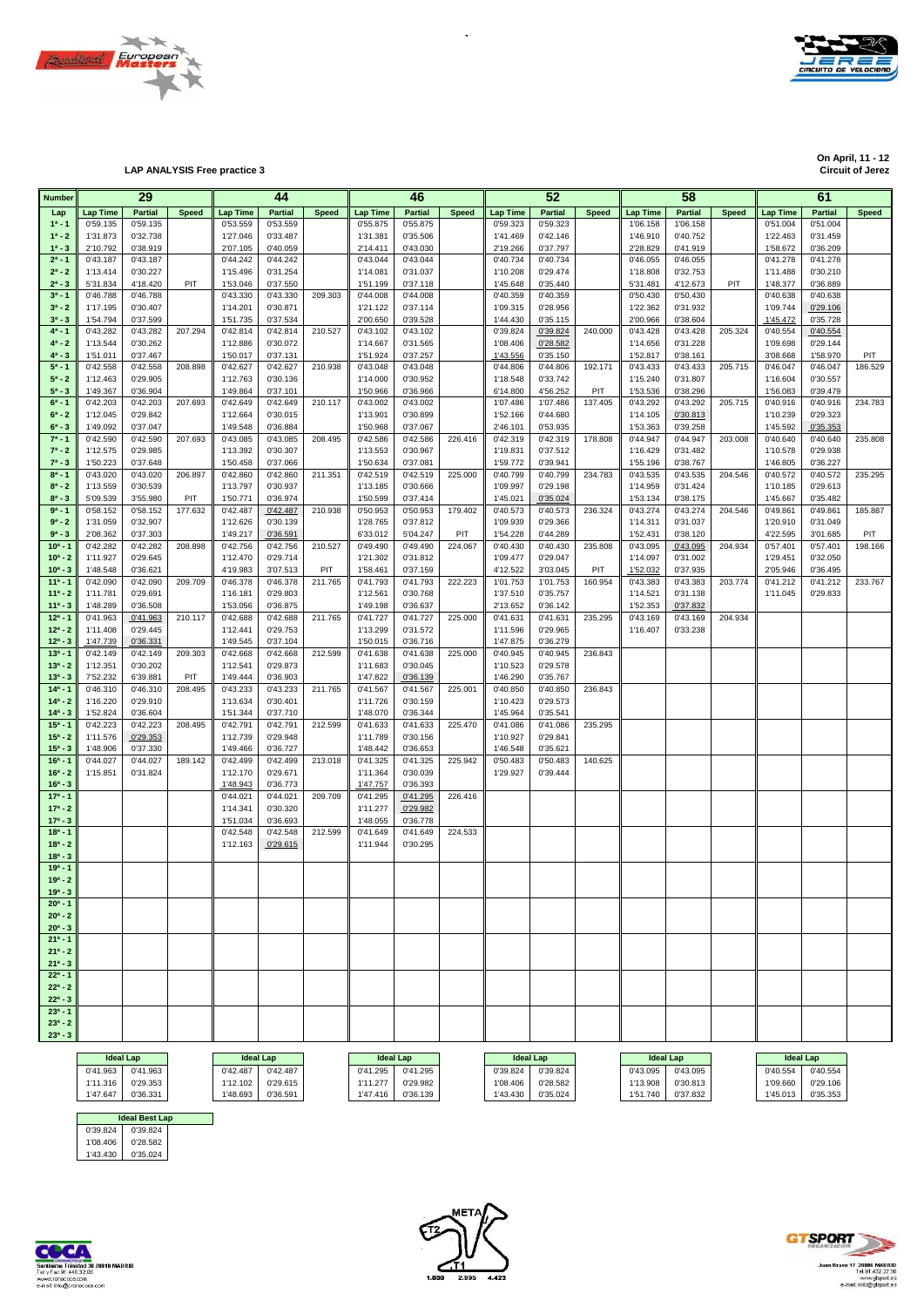**LAP ANALYSIS Free practice 3**

**On April, 11 - 12**
**Circuit of Jerez**

| Number | 29 | | | 44 | | | 46 | | | 52 | | | 58 | | | 61 | | |
|---|---|---|---|---|---|---|---|---|---|---|---|---|---|---|---|---|---|---|
| Lap | Lap Time | Partial | Speed | Lap Time | Partial | Speed | Lap Time | Partial | Speed | Lap Time | Partial | Speed | Lap Time | Partial | Speed | Lap Time | Partial | Speed |
| 1ª - 1 | 0'59.135 | 0'59.135 | | 0'53.559 | 0'53.559 | | 0'55.875 | 0'55.875 | | 0'59.323 | 0'59.323 | | 1'06.158 | 1'06.158 | | 0'51.004 | 0'51.004 | |
| 1ª - 2 | 1'31.873 | 0'32.738 | | 1'27.046 | 0'33.487 | | 1'31.381 | 0'35.506 | | 1'41.469 | 0'42.146 | | 1'46.910 | 0'40.752 | | 1'22.463 | 0'31.459 | |
| 1ª - 3 | 2'10.792 | 0'38.919 | | 2'07.105 | 0'40.059 | | 2'14.411 | 0'43.030 | | 2'19.266 | 0'37.797 | | 2'28.829 | 0'41.919 | | 1'58.672 | 0'36.209 | |
| 2ª - 1 | 0'43.187 | 0'43.187 | | 0'44.242 | 0'44.242 | | 0'43.044 | 0'43.044 | | 0'40.734 | 0'40.734 | | 0'46.055 | 0'46.055 | | 0'41.278 | 0'41.278 | |
| 2ª - 2 | 1'13.414 | 0'30.227 | | 1'15.496 | 0'31.254 | | 1'14.081 | 0'31.037 | | 1'10.208 | 0'29.474 | | 1'18.808 | 0'32.753 | | 1'11.488 | 0'30.210 | |
| 2ª - 3 | 5'31.834 | 4'18.420 | PIT | 1'53.046 | 0'37.550 | | 1'51.199 | 0'37.118 | | 1'45.648 | 0'35.440 | | 5'31.481 | 4'12.673 | PIT | 1'48.377 | 0'36.889 | |
| 3ª - 1 | 0'46.788 | 0'46.788 | | 0'43.330 | 0'43.330 | 209.303 | 0'44.008 | 0'44.008 | | 0'40.359 | 0'40.359 | | 0'50.430 | 0'50.430 | | 0'40.638 | 0'40.638 | |
| 3ª - 2 | 1'17.195 | 0'30.407 | | 1'14.201 | 0'30.871 | | 1'21.122 | 0'37.114 | | 1'09.315 | 0'28.956 | | 1'22.362 | 0'31.932 | | 1'09.744 | 0'29.106 | |
| 3ª - 3 | 1'54.794 | 0'37.599 | | 1'51.735 | 0'37.534 | | 2'00.650 | 0'39.528 | | 1'44.430 | 0'35.115 | | 2'00.966 | 0'38.604 | | 1'45.472 | 0'35.728 | |
| 4ª - 1 | 0'43.282 | 0'43.282 | 207.294 | 0'42.814 | 0'42.814 | 210.527 | 0'43.102 | 0'43.102 | | 0'39.824 | 0'39.824 | 240.000 | 0'43.428 | 0'43.428 | 205.324 | 0'40.554 | 0'40.554 | |
| 4ª - 2 | 1'13.544 | 0'30.262 | | 1'12.886 | 0'30.072 | | 1'14.667 | 0'31.565 | | 1'08.406 | 0'28.582 | | 1'14.656 | 0'31.228 | | 1'09.698 | 0'29.144 | |
| 4ª - 3 | 1'51.011 | 0'37.467 | | 1'50.017 | 0'37.131 | | 1'51.924 | 0'37.257 | | 1'43.556 | 0'35.150 | | 1'52.817 | 0'38.161 | | 3'08.668 | 1'58.970 | PIT |
| 5ª - 1 | 0'42.558 | 0'42.558 | 208.898 | 0'42.627 | 0'42.627 | 210.938 | 0'43.048 | 0'43.048 | | 0'44.806 | 0'44.806 | 192.171 | 0'43.433 | 0'43.433 | 205.715 | 0'46.047 | 0'46.047 | 186.529 |
| 5ª - 2 | 1'12.463 | 0'29.905 | | 1'12.763 | 0'30.136 | | 1'14.000 | 0'30.952 | | 1'18.548 | 0'33.742 | | 1'15.240 | 0'31.807 | | 1'16.604 | 0'30.557 | |
| 5ª - 3 | 1'49.367 | 0'36.904 | | 1'49.864 | 0'37.101 | | 1'50.966 | 0'36.966 | | 6'14.800 | 4'56.252 | PIT | 1'53.536 | 0'38.296 | | 1'56.083 | 0'39.479 | |
| 6ª - 1 | 0'42.203 | 0'42.203 | 207.693 | 0'42.649 | 0'42.649 | 210.117 | 0'43.002 | 0'43.002 | | 1'07.486 | 1'07.486 | 137.405 | 0'43.292 | 0'43.292 | 205.715 | 0'40.916 | 0'40.916 | 234.783 |
| 6ª - 2 | 1'12.045 | 0'29.842 | | 1'12.664 | 0'30.015 | | 1'13.901 | 0'30.899 | | 1'52.166 | 0'44.680 | | 1'14.105 | 0'30.813 | | 1'10.239 | 0'29.323 | |
| 6ª - 3 | 1'49.092 | 0'37.047 | | 1'49.548 | 0'36.884 | | 1'50.968 | 0'37.067 | | 2'46.101 | 0'53.935 | | 1'53.363 | 0'39.258 | | 1'45.592 | 0'35.353 | |
| 7ª - 1 | 0'42.590 | 0'42.590 | 207.693 | 0'43.085 | 0'43.085 | 208.495 | 0'42.586 | 0'42.586 | 226.416 | 0'42.319 | 0'42.319 | 178.808 | 0'44.947 | 0'44.947 | 203.008 | 0'40.640 | 0'40.640 | 235.808 |
| 7ª - 2 | 1'12.575 | 0'29.985 | | 1'13.392 | 0'30.307 | | 1'13.553 | 0'30.967 | | 1'19.831 | 0'37.512 | | 1'16.429 | 0'31.482 | | 1'10.578 | 0'29.938 | |
| 7ª - 3 | 1'50.223 | 0'37.648 | | 1'50.458 | 0'37.066 | | 1'50.634 | 0'37.081 | | 1'59.772 | 0'39.941 | | 1'55.196 | 0'38.767 | | 1'46.805 | 0'36.227 | |
| 8ª - 1 | 0'43.020 | 0'43.020 | 206.897 | 0'42.860 | 0'42.860 | 211.351 | 0'42.519 | 0'42.519 | 225.000 | 0'40.799 | 0'40.799 | 234.783 | 0'43.535 | 0'43.535 | 204.546 | 0'40.572 | 0'40.572 | 235.295 |
| 8ª - 2 | 1'13.559 | 0'30.539 | | 1'13.797 | 0'30.937 | | 1'13.185 | 0'30.666 | | 1'09.997 | 0'29.198 | | 1'14.959 | 0'31.424 | | 1'10.185 | 0'29.613 | |
| 8ª - 3 | 5'09.539 | 3'55.980 | PIT | 1'50.771 | 0'36.974 | | 1'50.599 | 0'37.414 | | 1'45.021 | 0'35.024 | | 1'53.134 | 0'38.175 | | 1'45.667 | 0'35.482 | |
| 9ª - 1 | 0'58.152 | 0'58.152 | 177.632 | 0'42.487 | 0'42.487 | 210.938 | 0'50.953 | 0'50.953 | 179.402 | 0'40.573 | 0'40.573 | 236.324 | 0'43.274 | 0'43.274 | 204.546 | 0'49.861 | 0'49.861 | 185.887 |
| 9ª - 2 | 1'31.059 | 0'32.907 | | 1'12.626 | 0'30.139 | | 1'28.765 | 0'37.812 | | 1'09.939 | 0'29.366 | | 1'14.311 | 0'31.037 | | 1'20.910 | 0'31.049 | |
| 9ª - 3 | 2'08.362 | 0'37.303 | | 1'49.217 | 0'36.591 | | 6'33.012 | 5'04.247 | PIT | 1'54.228 | 0'44.289 | | 1'52.431 | 0'38.120 | | 4'22.595 | 3'01.685 | PIT |
| 10ª - 1 | 0'42.282 | 0'42.282 | 208.898 | 0'42.756 | 0'42.756 | 210.527 | 0'49.490 | 0'49.490 | 224.067 | 0'40.430 | 0'40.430 | 235.808 | 0'43.095 | 0'43.095 | 204.934 | 0'57.401 | 0'57.401 | 198.166 |
| 10ª - 2 | 1'11.927 | 0'29.645 | | 1'12.470 | 0'29.714 | | 1'21.302 | 0'31.812 | | 1'09.477 | 0'29.047 | | 1'14.097 | 0'31.002 | | 1'29.451 | 0'32.050 | |
| 10ª - 3 | 1'48.548 | 0'36.621 | | 4'19.983 | 3'07.513 | PIT | 1'58.461 | 0'37.159 | | 4'12.522 | 3'03.045 | PIT | 1'52.032 | 0'37.935 | | 2'05.946 | 0'36.495 | |
| 11ª - 1 | 0'42.090 | 0'42.090 | 209.709 | 0'46.378 | 0'46.378 | 211.765 | 0'41.793 | 0'41.793 | 222.223 | 1'01.753 | 1'01.753 | 160.954 | 0'43.383 | 0'43.383 | 203.774 | 0'41.212 | 0'41.212 | 233.767 |
| 11ª - 2 | 1'11.781 | 0'29.691 | | 1'16.181 | 0'29.803 | | 1'12.561 | 0'30.768 | | 1'37.510 | 0'35.757 | | 1'14.521 | 0'31.138 | | 1'11.045 | 0'29.833 | |
| 11ª - 3 | 1'48.289 | 0'36.508 | | 1'53.056 | 0'36.875 | | 1'49.198 | 0'36.637 | | 2'13.652 | 0'36.142 | | 1'52.353 | 0'37.832 | | | | |
| 12ª - 1 | 0'41.963 | 0'41.963 | 210.117 | 0'42.688 | 0'42.688 | 211.765 | 0'41.727 | 0'41.727 | 225.000 | 0'41.631 | 0'41.631 | 235.295 | 0'43.169 | 0'43.169 | 204.934 | | | |
| 12ª - 2 | 1'11.408 | 0'29.445 | | 1'12.441 | 0'29.753 | | 1'13.299 | 0'31.572 | | 1'11.596 | 0'29.965 | | 1'16.407 | 0'33.238 | | | | |
| 12ª - 3 | 1'47.739 | 0'36.331 | | 1'49.545 | 0'37.104 | | 1'50.015 | 0'36.716 | | 1'47.875 | 0'36.279 | | | | | | | |
| 13ª - 1 | 0'42.149 | 0'42.149 | 209.303 | 0'42.668 | 0'42.668 | 212.599 | 0'41.638 | 0'41.638 | 225.000 | 0'40.945 | 0'40.945 | 236.843 | | | | | | |
| 13ª - 2 | 1'12.351 | 0'30.202 | | 1'12.541 | 0'29.873 | | 1'11.683 | 0'30.045 | | 1'10.523 | 0'29.578 | | | | | | | |
| 13ª - 3 | 7'52.232 | 6'39.881 | PIT | 1'49.444 | 0'36.903 | | 1'47.822 | 0'36.139 | | 1'46.290 | 0'35.767 | | | | | | | |
| 14ª - 1 | 0'46.310 | 0'46.310 | 208.495 | 0'43.233 | 0'43.233 | 211.765 | 0'41.567 | 0'41.567 | 225.001 | 0'40.850 | 0'40.850 | 236.843 | | | | | | |
| 14ª - 2 | 1'16.220 | 0'29.910 | | 1'13.634 | 0'30.401 | | 1'11.726 | 0'30.159 | | 1'10.423 | 0'29.573 | | | | | | | |
| 14ª - 3 | 1'52.824 | 0'36.604 | | 1'51.344 | 0'37.710 | | 1'48.070 | 0'36.344 | | 1'45.964 | 0'35.541 | | | | | | | |
| 15ª - 1 | 0'42.223 | 0'42.223 | 208.495 | 0'42.791 | 0'42.791 | 212.599 | 0'41.633 | 0'41.633 | 225.470 | 0'41.086 | 0'41.086 | 235.295 | | | | | | |
| 15ª - 2 | 1'11.576 | 0'29.353 | | 1'12.739 | 0'29.948 | | 1'11.789 | 0'30.156 | | 1'10.927 | 0'29.841 | | | | | | | |
| 15ª - 3 | 1'48.906 | 0'37.330 | | 1'49.466 | 0'36.727 | | 1'48.442 | 0'36.653 | | 1'46.548 | 0'35.621 | | | | | | | |
| 16ª - 1 | 0'44.027 | 0'44.027 | 189.142 | 0'42.499 | 0'42.499 | 213.018 | 0'41.325 | 0'41.325 | 225.942 | 0'50.483 | 0'50.483 | 140.625 | | | | | | |
| 16ª - 2 | 1'15.851 | 0'31.824 | | 1'12.170 | 0'29.671 | | 1'11.364 | 0'30.039 | | 1'29.927 | 0'39.444 | | | | | | | |
| 16ª - 3 | | | | 1'48.943 | 0'36.773 | | 1'47.757 | 0'36.393 | | | | | | | | | | |
| 17ª - 1 | | | | 0'44.021 | 0'44.021 | 209.709 | 0'41.295 | 0'41.295 | 226.416 | | | | | | | | | |
| 17ª - 2 | | | | 1'14.341 | 0'30.320 | | 1'11.277 | 0'29.982 | | | | | | | | | | |
| 17ª - 3 | | | | 1'51.034 | 0'36.693 | | 1'48.055 | 0'36.778 | | | | | | | | | | |
| 18ª - 1 | | | | 0'42.548 | 0'42.548 | 212.599 | 0'41.649 | 0'41.649 | 224.533 | | | | | | | | | |
| 18ª - 2 | | | | 1'12.163 | 0'29.615 | | 1'11.944 | 0'30.295 | | | | | | | | | | |
| 18ª - 3 | | | | | | | | | | | | | | | | | | |
| 19ª - 1 | | | | | | | | | | | | | | | | | | |
| 19ª - 2 | | | | | | | | | | | | | | | | | | |
| 19ª - 3 | | | | | | | | | | | | | | | | | | |
| 20ª - 1 | | | | | | | | | | | | | | | | | | |
| 20ª - 2 | | | | | | | | | | | | | | | | | | |
| 20ª - 3 | | | | | | | | | | | | | | | | | | |
| 21ª - 1 | | | | | | | | | | | | | | | | | | |
| 21ª - 2 | | | | | | | | | | | | | | | | | | |
| 21ª - 3 | | | | | | | | | | | | | | | | | | |
| 22ª - 1 | | | | | | | | | | | | | | | | | | |
| 22ª - 2 | | | | | | | | | | | | | | | | | | |
| 22ª - 3 | | | | | | | | | | | | | | | | | | |
| 23ª - 1 | | | | | | | | | | | | | | | | | | |
| 23ª - 2 | | | | | | | | | | | | | | | | | | |
| 23ª - 3 | | | | | | | | | | | | | | | | | | |

**Ideal Lap**

| 29 | | 44 | | 46 | | 52 | | 58 | | 61 | |
|---|---|---|---|---|---|---|---|---|---|---|---|
| 0'41.963 | 0'41.963 | 0'42.487 | 0'42.487 | 0'41.295 | 0'41.295 | 0'39.824 | 0'39.824 | 0'43.095 | 0'43.095 | 0'40.554 | 0'40.554 |
| 1'11.316 | 0'29.353 | 1'12.102 | 0'29.615 | 1'11.277 | 0'29.982 | 1'08.406 | 0'28.582 | 1'13.908 | 0'30.813 | 1'09.660 | 0'29.106 |
| 1'47.647 | 0'36.331 | 1'48.693 | 0'36.591 | 1'47.416 | 0'36.139 | 1'43.430 | 0'35.024 | 1'51.740 | 0'37.832 | 1'45.013 | 0'35.353 |

**Ideal Best Lap**

| | |
|---|---|
| 0'39.824 | 0'39.824 |
| 1'08.406 | 0'28.582 |
| 1'43.430 | 0'35.024 |

META T2 T1

1.800 2.995 4.423

Santísima Trinidad 30 28010 MADRID
Tel y Fax 91 448.32.08
www.cronococa.com
e-mail: info@cronococa.com

Juan Bravo 17 28006 MADRID
Tel 91 432.37.50
www.gtsport.es
e-mail: info@gtsport.es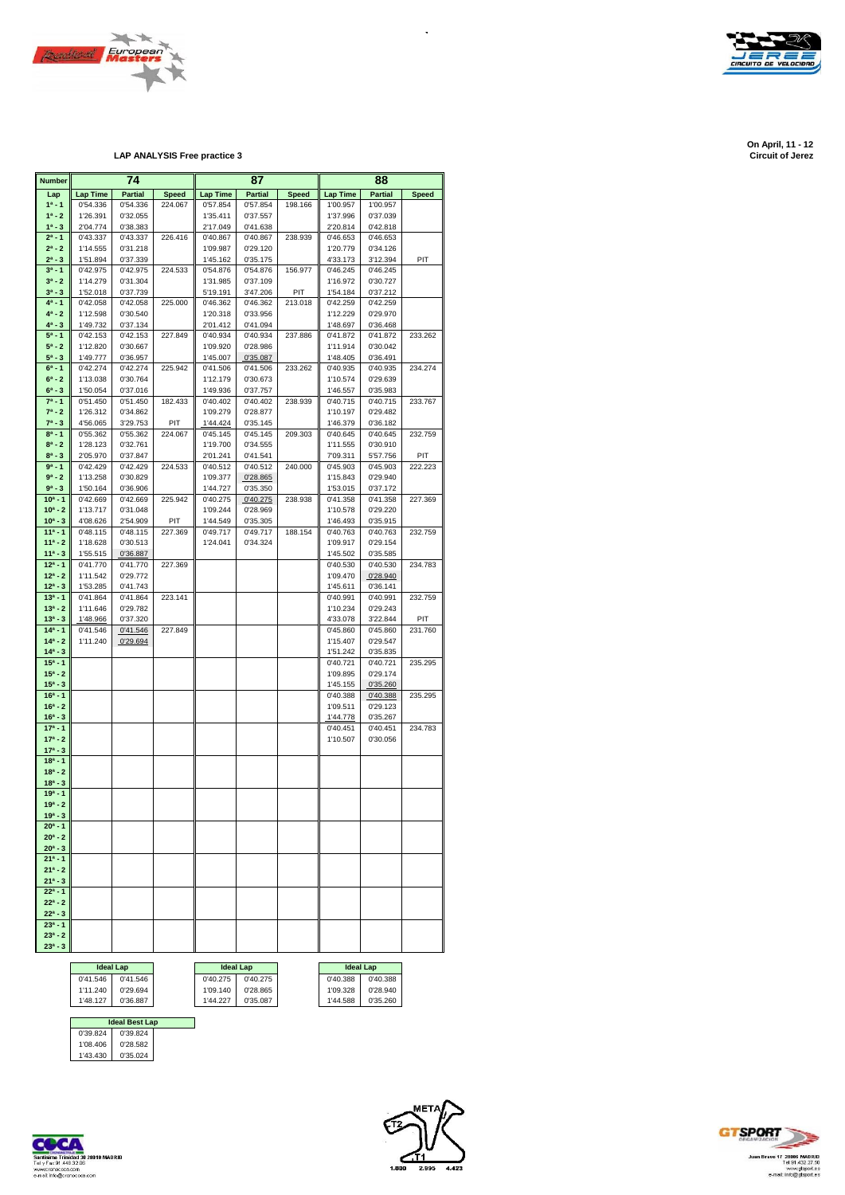On April, 11 - 12
Circuit of Jerez

## LAP ANALYSIS Free practice 3

| Number | 74 | | | 87 | | | 88 | | |
|---|---|---|---|---|---|---|---|---|---|
| Lap | Lap Time | Partial | Speed | Lap Time | Partial | Speed | Lap Time | Partial | Speed |
| 1ª - 1 | 0'54.336 | 0'54.336 | 224.067 | 0'57.854 | 0'57.854 | 198.166 | 1'00.957 | 1'00.957 | |
| 1ª - 2 | 1'26.391 | 0'32.055 | | 1'35.411 | 0'37.557 | | 1'37.996 | 0'37.039 | |
| 1ª - 3 | 2'04.774 | 0'38.383 | | 2'17.049 | 0'41.638 | | 2'20.814 | 0'42.818 | |
| 2ª - 1 | 0'43.337 | 0'43.337 | 226.416 | 0'40.867 | 0'40.867 | 238.939 | 0'46.653 | 0'46.653 | |
| 2ª - 2 | 1'14.555 | 0'31.218 | | 1'09.987 | 0'29.120 | | 1'20.779 | 0'34.126 | |
| 2ª - 3 | 1'51.894 | 0'37.339 | | 1'45.162 | 0'35.175 | | 4'33.173 | 3'12.394 | PIT |
| 3ª - 1 | 0'42.975 | 0'42.975 | 224.533 | 0'54.876 | 0'54.876 | 156.977 | 0'46.245 | 0'46.245 | |
| 3ª - 2 | 1'14.279 | 0'31.304 | | 1'31.985 | 0'37.109 | | 1'16.972 | 0'30.727 | |
| 3ª - 3 | 1'52.018 | 0'37.739 | | 5'19.191 | 3'47.206 | PIT | 1'54.184 | 0'37.212 | |
| 4ª - 1 | 0'42.058 | 0'42.058 | 225.000 | 0'46.362 | 0'46.362 | 213.018 | 0'42.259 | 0'42.259 | |
| 4ª - 2 | 1'12.598 | 0'30.540 | | 1'20.318 | 0'33.956 | | 1'12.229 | 0'29.970 | |
| 4ª - 3 | 1'49.732 | 0'37.134 | | 2'01.412 | 0'41.094 | | 1'48.697 | 0'36.468 | |
| 5ª - 1 | 0'42.153 | 0'42.153 | 227.849 | 0'40.934 | 0'40.934 | 237.886 | 0'41.872 | 0'41.872 | 233.262 |
| 5ª - 2 | 1'12.820 | 0'30.667 | | 1'09.920 | 0'28.986 | | 1'11.914 | 0'30.042 | |
| 5ª - 3 | 1'49.777 | 0'36.957 | | 1'45.007 | 0'35.087 | | 1'48.405 | 0'36.491 | |
| 6ª - 1 | 0'42.274 | 0'42.274 | 225.942 | 0'41.506 | 0'41.506 | 233.262 | 0'40.935 | 0'40.935 | 234.274 |
| 6ª - 2 | 1'13.038 | 0'30.764 | | 1'12.179 | 0'30.673 | | 1'10.574 | 0'29.639 | |
| 6ª - 3 | 1'50.054 | 0'37.016 | | 1'49.936 | 0'37.757 | | 1'46.557 | 0'35.983 | |
| 7ª - 1 | 0'51.450 | 0'51.450 | 182.433 | 0'40.402 | 0'40.402 | 238.939 | 0'40.715 | 0'40.715 | 233.767 |
| 7ª - 2 | 1'26.312 | 0'34.862 | | 1'09.279 | 0'28.877 | | 1'10.197 | 0'29.482 | |
| 7ª - 3 | 4'56.065 | 3'29.753 | PIT | 1'44.424 | 0'35.145 | | 1'46.379 | 0'36.182 | |
| 8ª - 1 | 0'55.362 | 0'55.362 | 224.067 | 0'45.145 | 0'45.145 | 209.303 | 0'40.645 | 0'40.645 | 232.759 |
| 8ª - 2 | 1'28.123 | 0'32.761 | | 1'19.700 | 0'34.555 | | 1'11.555 | 0'30.910 | |
| 8ª - 3 | 2'05.970 | 0'37.847 | | 2'01.241 | 0'41.541 | | 7'09.311 | 5'57.756 | PIT |
| 9ª - 1 | 0'42.429 | 0'42.429 | 224.533 | 0'40.512 | 0'40.512 | 240.000 | 0'45.903 | 0'45.903 | 222.223 |
| 9ª - 2 | 1'13.258 | 0'30.829 | | 1'09.377 | 0'28.865 | | 1'15.843 | 0'29.940 | |
| 9ª - 3 | 1'50.164 | 0'36.906 | | 1'44.727 | 0'35.350 | | 1'53.015 | 0'37.172 | |
| 10ª - 1 | 0'42.669 | 0'42.669 | 225.942 | 0'40.275 | 0'40.275 | 238.938 | 0'41.358 | 0'41.358 | 227.369 |
| 10ª - 2 | 1'13.717 | 0'31.048 | | 1'09.244 | 0'28.969 | | 1'10.578 | 0'29.220 | |
| 10ª - 3 | 4'08.626 | 2'54.909 | PIT | 1'44.549 | 0'35.305 | | 1'46.493 | 0'35.915 | |
| 11ª - 1 | 0'48.115 | 0'48.115 | 227.369 | 0'49.717 | 0'49.717 | 188.154 | 0'40.763 | 0'40.763 | 232.759 |
| 11ª - 2 | 1'18.628 | 0'30.513 | | 1'24.041 | 0'34.324 | | 1'09.917 | 0'29.154 | |
| 11ª - 3 | 1'55.515 | 0'36.887 | | | | | 1'45.502 | 0'35.585 | |
| 12ª - 1 | 0'41.770 | 0'41.770 | 227.369 | | | | 0'40.530 | 0'40.530 | 234.783 |
| 12ª - 2 | 1'11.542 | 0'29.772 | | | | | 1'09.470 | 0'28.940 | |
| 12ª - 3 | 1'53.285 | 0'41.743 | | | | | 1'45.611 | 0'36.141 | |
| 13ª - 1 | 0'41.864 | 0'41.864 | 223.141 | | | | 0'40.991 | 0'40.991 | 232.759 |
| 13ª - 2 | 1'11.646 | 0'29.782 | | | | | 1'10.234 | 0'29.243 | |
| 13ª - 3 | 1'48.966 | 0'37.320 | | | | | 4'33.078 | 3'22.844 | PIT |
| 14ª - 1 | 0'41.546 | 0'41.546 | 227.849 | | | | 0'45.860 | 0'45.860 | 231.760 |
| 14ª - 2 | 1'11.240 | 0'29.694 | | | | | 1'15.407 | 0'29.547 | |
| 14ª - 3 | | | | | | | 1'51.242 | 0'35.835 | |
| 15ª - 1 | | | | | | | 0'40.721 | 0'40.721 | 235.295 |
| 15ª - 2 | | | | | | | 1'09.895 | 0'29.174 | |
| 15ª - 3 | | | | | | | 1'45.155 | 0'35.260 | |
| 16ª - 1 | | | | | | | 0'40.388 | 0'40.388 | 235.295 |
| 16ª - 2 | | | | | | | 1'09.511 | 0'29.123 | |
| 16ª - 3 | | | | | | | 1'44.778 | 0'35.267 | |
| 17ª - 1 | | | | | | | 0'40.451 | 0'40.451 | 234.783 |
| 17ª - 2 | | | | | | | 1'10.507 | 0'30.056 | |
| 17ª - 3 | | | | | | | | | |
| 18ª - 1 | | | | | | | | | |
| 18ª - 2 | | | | | | | | | |
| 18ª - 3 | | | | | | | | | |
| 19ª - 1 | | | | | | | | | |
| 19ª - 2 | | | | | | | | | |
| 19ª - 3 | | | | | | | | | |
| 20ª - 1 | | | | | | | | | |
| 20ª - 2 | | | | | | | | | |
| 20ª - 3 | | | | | | | | | |
| 21ª - 1 | | | | | | | | | |
| 21ª - 2 | | | | | | | | | |
| 21ª - 3 | | | | | | | | | |
| 22ª - 1 | | | | | | | | | |
| 22ª - 2 | | | | | | | | | |
| 22ª - 3 | | | | | | | | | |
| 23ª - 1 | | | | | | | | | |
| 23ª - 2 | | | | | | | | | |
| 23ª - 3 | | | | | | | | | |

| Ideal Lap (74) | | Ideal Lap (87) | | Ideal Lap (88) | |
|---|---|---|---|---|---|
| 0'41.546 | 0'41.546 | 0'40.275 | 0'40.275 | 0'40.388 | 0'40.388 |
| 1'11.240 | 0'29.694 | 1'09.140 | 0'28.865 | 1'09.328 | 0'28.940 |
| 1'48.127 | 0'36.887 | 1'44.227 | 0'35.087 | 1'44.588 | 0'35.260 |

| Ideal Best Lap | |
|---|---|
| 0'39.824 | 0'39.824 |
| 1'08.406 | 0'28.582 |
| 1'43.430 | 0'35.024 |

Santísima Trinidad 30 28010 MADRID
Tel y Fax 91 448 32 08
www.cronococa.com
e-mail: info@cronococa.com

META
T2
T1
1.830 2.995 4.423

Juan Bravo 17 28006 MADRID
Tel 91 432 27 50
www.gtsport.es
e-mail: info@gtsport.es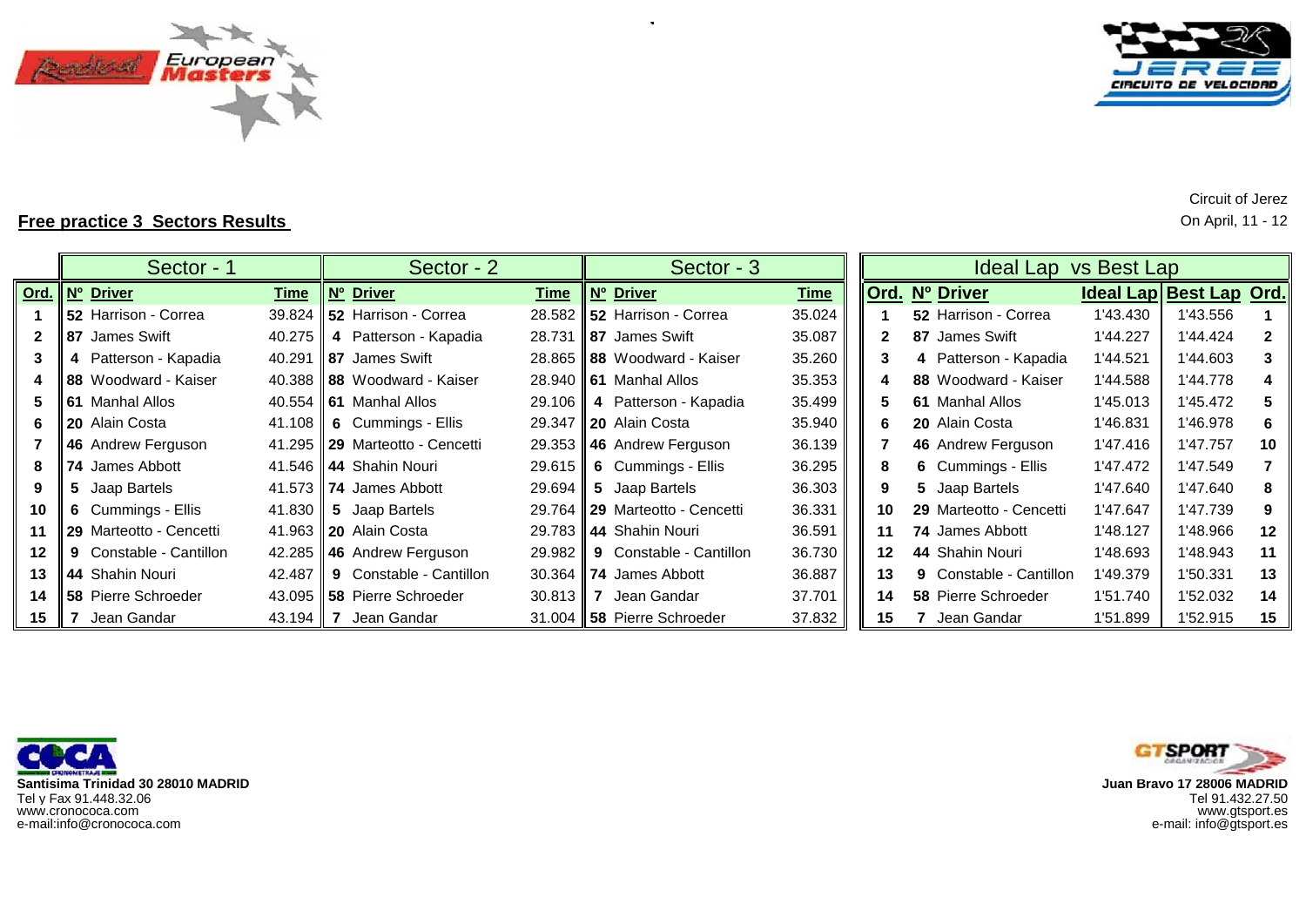Circuit of Jerez
On April, 11 - 12

## Free practice 3 Sectors Results

| | Sector - 1 | | | Sector - 2 | | | Sector - 3 | | |
|---|---|---|---|---|---|---|---|---|---|
| Ord. | Nº | Driver | Time | Nº | Driver | Time | Nº | Driver | Time |
| 1 | 52 | Harrison - Correa | 39.824 | 52 | Harrison - Correa | 28.582 | 52 | Harrison - Correa | 35.024 |
| 2 | 87 | James Swift | 40.275 | 4 | Patterson - Kapadia | 28.731 | 87 | James Swift | 35.087 |
| 3 | 4 | Patterson - Kapadia | 40.291 | 87 | James Swift | 28.865 | 88 | Woodward - Kaiser | 35.260 |
| 4 | 88 | Woodward - Kaiser | 40.388 | 88 | Woodward - Kaiser | 28.940 | 61 | Manhal Allos | 35.353 |
| 5 | 61 | Manhal Allos | 40.554 | 61 | Manhal Allos | 29.106 | 4 | Patterson - Kapadia | 35.499 |
| 6 | 20 | Alain Costa | 41.108 | 6 | Cummings - Ellis | 29.347 | 20 | Alain Costa | 35.940 |
| 7 | 46 | Andrew Ferguson | 41.295 | 29 | Marteotto - Cencetti | 29.353 | 46 | Andrew Ferguson | 36.139 |
| 8 | 74 | James Abbott | 41.546 | 44 | Shahin Nouri | 29.615 | 6 | Cummings - Ellis | 36.295 |
| 9 | 5 | Jaap Bartels | 41.573 | 74 | James Abbott | 29.694 | 5 | Jaap Bartels | 36.303 |
| 10 | 6 | Cummings - Ellis | 41.830 | 5 | Jaap Bartels | 29.764 | 29 | Marteotto - Cencetti | 36.331 |
| 11 | 29 | Marteotto - Cencetti | 41.963 | 20 | Alain Costa | 29.783 | 44 | Shahin Nouri | 36.591 |
| 12 | 9 | Constable - Cantillon | 42.285 | 46 | Andrew Ferguson | 29.982 | 9 | Constable - Cantillon | 36.730 |
| 13 | 44 | Shahin Nouri | 42.487 | 9 | Constable - Cantillon | 30.364 | 74 | James Abbott | 36.887 |
| 14 | 58 | Pierre Schroeder | 43.095 | 58 | Pierre Schroeder | 30.813 | 7 | Jean Gandar | 37.701 |
| 15 | 7 | Jean Gandar | 43.194 | 7 | Jean Gandar | 31.004 | 58 | Pierre Schroeder | 37.832 |

| Ideal Lap vs Best Lap | | | | | |
|---|---|---|---|---|---|
| Ord. | Nº | Driver | Ideal Lap | Best Lap | Ord. |
| 1 | 52 | Harrison - Correa | 1'43.430 | 1'43.556 | 1 |
| 2 | 87 | James Swift | 1'44.227 | 1'44.424 | 2 |
| 3 | 4 | Patterson - Kapadia | 1'44.521 | 1'44.603 | 3 |
| 4 | 88 | Woodward - Kaiser | 1'44.588 | 1'44.778 | 4 |
| 5 | 61 | Manhal Allos | 1'45.013 | 1'45.472 | 5 |
| 6 | 20 | Alain Costa | 1'46.831 | 1'46.978 | 6 |
| 7 | 46 | Andrew Ferguson | 1'47.416 | 1'47.757 | 10 |
| 8 | 6 | Cummings - Ellis | 1'47.472 | 1'47.549 | 7 |
| 9 | 5 | Jaap Bartels | 1'47.640 | 1'47.640 | 8 |
| 10 | 29 | Marteotto - Cencetti | 1'47.647 | 1'47.739 | 9 |
| 11 | 74 | James Abbott | 1'48.127 | 1'48.966 | 12 |
| 12 | 44 | Shahin Nouri | 1'48.693 | 1'48.943 | 11 |
| 13 | 9 | Constable - Cantillon | 1'49.379 | 1'50.331 | 13 |
| 14 | 58 | Pierre Schroeder | 1'51.740 | 1'52.032 | 14 |
| 15 | 7 | Jean Gandar | 1'51.899 | 1'52.915 | 15 |

**Santisima Trinidad 30 28010 MADRID**
Tel y Fax 91.448.32.06
www.cronococa.com
e-mail:info@cronococa.com

**Juan Bravo 17 28006 MADRID**
Tel 91.432.27.50
www.gtsport.es
e-mail: info@gtsport.es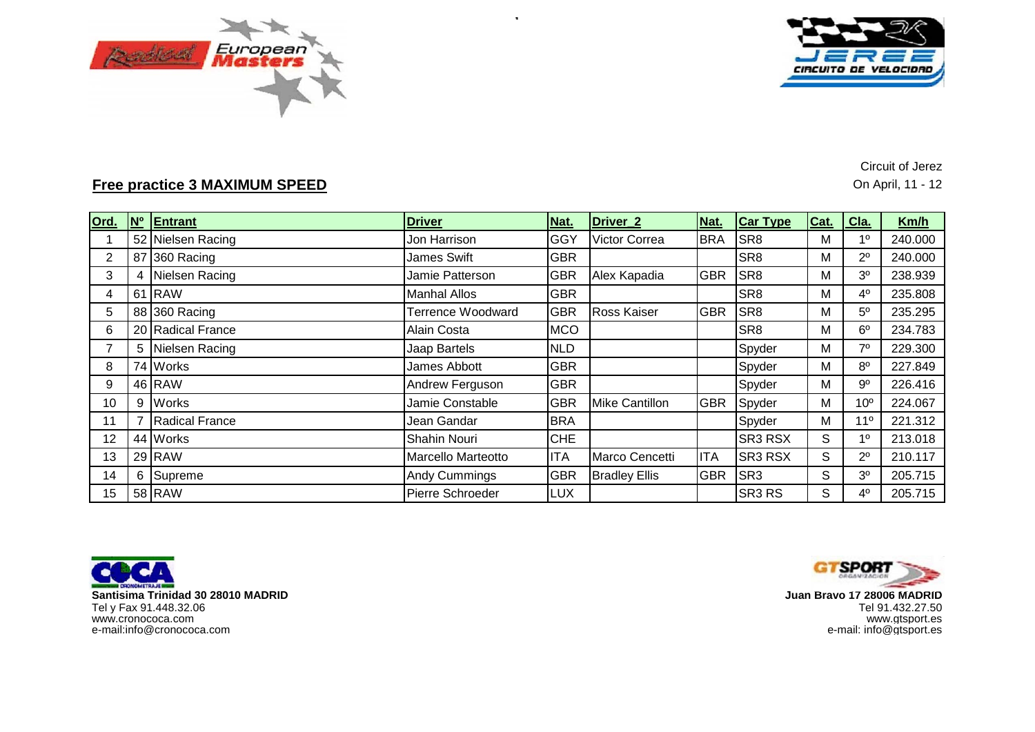Circuit of Jerez

On April, 11 - 12

## Free practice 3 MAXIMUM SPEED

| Ord. | Nº | Entrant | Driver | Nat. | Driver_2 | Nat. | Car Type | Cat. | Cla. | Km/h |
|---|---|---|---|---|---|---|---|---|---|---|
| 1 | 52 | Nielsen Racing | Jon Harrison | GGY | Victor Correa | BRA | SR8 | M | 1º | 240.000 |
| 2 | 87 | 360 Racing | James Swift | GBR | | | SR8 | M | 2º | 240.000 |
| 3 | 4 | Nielsen Racing | Jamie Patterson | GBR | Alex Kapadia | GBR | SR8 | M | 3º | 238.939 |
| 4 | 61 | RAW | Manhal Allos | GBR | | | SR8 | M | 4º | 235.808 |
| 5 | 88 | 360 Racing | Terrence Woodward | GBR | Ross Kaiser | GBR | SR8 | M | 5º | 235.295 |
| 6 | 20 | Radical France | Alain Costa | MCO | | | SR8 | M | 6º | 234.783 |
| 7 | 5 | Nielsen Racing | Jaap Bartels | NLD | | | Spyder | M | 7º | 229.300 |
| 8 | 74 | Works | James Abbott | GBR | | | Spyder | M | 8º | 227.849 |
| 9 | 46 | RAW | Andrew Ferguson | GBR | | | Spyder | M | 9º | 226.416 |
| 10 | 9 | Works | Jamie Constable | GBR | Mike Cantillon | GBR | Spyder | M | 10º | 224.067 |
| 11 | 7 | Radical France | Jean Gandar | BRA | | | Spyder | M | 11º | 221.312 |
| 12 | 44 | Works | Shahin Nouri | CHE | | | SR3 RSX | S | 1º | 213.018 |
| 13 | 29 | RAW | Marcello Marteotto | ITA | Marco Cencetti | ITA | SR3 RSX | S | 2º | 210.117 |
| 14 | 6 | Supreme | Andy Cummings | GBR | Bradley Ellis | GBR | SR3 | S | 3º | 205.715 |
| 15 | 58 | RAW | Pierre Schroeder | LUX | | | SR3 RS | S | 4º | 205.715 |

**Santisima Trinidad 30 28010 MADRID**
Tel y Fax 91.448.32.06
www.cronococa.com
e-mail:info@cronococa.com

**Juan Bravo 17 28006 MADRID**
Tel 91.432.27.50
www.gtsport.es
e-mail: info@gtsport.es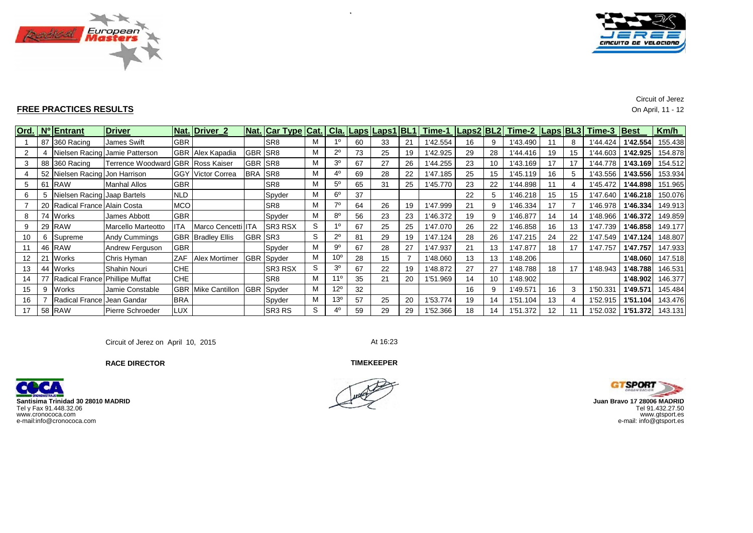Circuit of Jerez

## FREE PRACTICES RESULTS

On April, 11 - 12

| Ord. | Nº | Entrant | Driver | Nat. | Driver_2 | Nat. | Car Type | Cat. | Cla. | Laps | Laps1 | BL1 | Time-1 | Laps2 | BL2 | Time-2 | Laps | BL3 | Time-3 | Best | Km/h |
|---|---|---|---|---|---|---|---|---|---|---|---|---|---|---|---|---|---|---|---|---|---|
| 1 | 87 | 360 Racing | James Swift | GBR | | | SR8 | M | 1º | 60 | 33 | 21 | 1'42.554 | 16 | 9 | 1'43.490 | 11 | 8 | 1'44.424 | **1'42.554** | 155.438 |
| 2 | 4 | Nielsen Racing | Jamie Patterson | GBR | Alex Kapadia | GBR | SR8 | M | 2º | 73 | 25 | 19 | 1'42.925 | 29 | 28 | 1'44.416 | 19 | 15 | 1'44.603 | **1'42.925** | 154.878 |
| 3 | 88 | 360 Racing | Terrence Woodward | GBR | Ross Kaiser | GBR | SR8 | M | 3º | 67 | 27 | 26 | 1'44.255 | 23 | 10 | 1'43.169 | 17 | 17 | 1'44.778 | **1'43.169** | 154.512 |
| 4 | 52 | Nielsen Racing | Jon Harrison | GGY | Victor Correa | BRA | SR8 | M | 4º | 69 | 28 | 22 | 1'47.185 | 25 | 15 | 1'45.119 | 16 | 5 | 1'43.556 | **1'43.556** | 153.934 |
| 5 | 61 | RAW | Manhal Allos | GBR | | | SR8 | M | 5º | 65 | 31 | 25 | 1'45.770 | 23 | 22 | 1'44.898 | 11 | 4 | 1'45.472 | **1'44.898** | 151.965 |
| 6 | 5 | Nielsen Racing | Jaap Bartels | NLD | | | Spyder | M | 6º | 37 | | | | 22 | 5 | 1'46.218 | 15 | 15 | 1'47.640 | **1'46.218** | 150.076 |
| 7 | 20 | Radical France | Alain Costa | MCO | | | SR8 | M | 7º | 64 | 26 | 19 | 1'47.999 | 21 | 9 | 1'46.334 | 17 | 7 | 1'46.978 | **1'46.334** | 149.913 |
| 8 | 74 | Works | James Abbott | GBR | | | Spyder | M | 8º | 56 | 23 | 23 | 1'46.372 | 19 | 9 | 1'46.877 | 14 | 14 | 1'48.966 | **1'46.372** | 149.859 |
| 9 | 29 | RAW | Marcello Marteotto | ITA | Marco Cencetti | ITA | SR3 RSX | S | 1º | 67 | 25 | 25 | 1'47.070 | 26 | 22 | 1'46.858 | 16 | 13 | 1'47.739 | **1'46.858** | 149.177 |
| 10 | 6 | Supreme | Andy Cummings | GBR | Bradley Ellis | GBR | SR3 | S | 2º | 81 | 29 | 19 | 1'47.124 | 28 | 26 | 1'47.215 | 24 | 22 | 1'47.549 | **1'47.124** | 148.807 |
| 11 | 46 | RAW | Andrew Ferguson | GBR | | | Spyder | M | 9º | 67 | 28 | 27 | 1'47.937 | 21 | 13 | 1'47.877 | 18 | 17 | 1'47.757 | **1'47.757** | 147.933 |
| 12 | 21 | Works | Chris Hyman | ZAF | Alex Mortimer | GBR | Spyder | M | 10º | 28 | 15 | 7 | 1'48.060 | 13 | 13 | 1'48.206 | | | | **1'48.060** | 147.518 |
| 13 | 44 | Works | Shahin Nouri | CHE | | | SR3 RSX | S | 3º | 67 | 22 | 19 | 1'48.872 | 27 | 27 | 1'48.788 | 18 | 17 | 1'48.943 | **1'48.788** | 146.531 |
| 14 | 77 | Radical France | Phillipe Muffat | CHE | | | SR8 | M | 11º | 35 | 21 | 20 | 1'51.969 | 14 | 10 | 1'48.902 | | | | **1'48.902** | 146.377 |
| 15 | 9 | Works | Jamie Constable | GBR | Mike Cantillon | GBR | Spyder | M | 12º | 32 | | | | 16 | 9 | 1'49.571 | 16 | 3 | 1'50.331 | **1'49.571** | 145.484 |
| 16 | 7 | Radical France | Jean Gandar | BRA | | | Spyder | M | 13º | 57 | 25 | 20 | 1'53.774 | 19 | 14 | 1'51.104 | 13 | 4 | 1'52.915 | **1'51.104** | 143.476 |
| 17 | 58 | RAW | Pierre Schroeder | LUX | | | SR3 RS | S | 4º | 59 | 29 | 29 | 1'52.366 | 18 | 14 | 1'51.372 | 12 | 11 | 1'52.032 | **1'51.372** | 143.131 |

Circuit of Jerez on April 10, 2015

At 16:23

**RACE DIRECTOR**

**TIMEKEEPER**

**Santisima Trinidad 30 28010 MADRID**
Tel y Fax 91.448.32.06
www.cronococa.com
e-mail:info@cronococa.com

**Juan Bravo 17 28006 MADRID**
Tel 91.432.27.50
www.gtsport.es
e-mail: info@gtsport.es